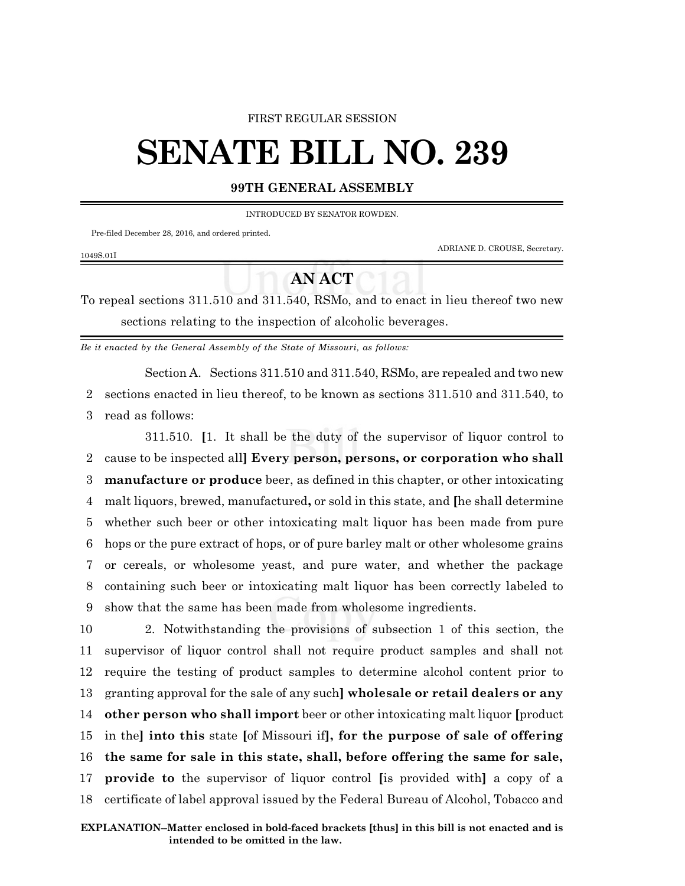FIRST REGULAR SESSION

# SENATE BILL NO. 239

## 99TH GENERAL ASSEMBLY

INTRODUCED BY SENATOR ROWDEN.

Pre-filed December 28, 2016, and ordered printed.

ADRIANE D. CROUSE, Secretary.

1049S.01I

## AN ACT

To repeal sections 311.510 and 311.540, RSMo, and to enact in lieu thereof two new sections relating to the inspection of alcoholic beverages.

*Be it enacted by the General Assembly of the State of Missouri, as follows:*

Section A. Sections 311.510 and 311.540, RSMo, are repealed and two new sections enacted in lieu thereof, to be known as sections 311.510 and 311.540, to read as follows:

311.510. **[**1. It shall be the duty of the supervisor of liquor control to cause to be inspected all**] Every person, persons, or corporation who shall manufacture or produce** beer, as defined in this chapter, or other intoxicating malt liquors, brewed, manufactured**,** or sold in this state, and **[**he shall determine whether such beer or other intoxicating malt liquor has been made from pure hops or the pure extract of hops, or of pure barley malt or other wholesome grains or cereals, or wholesome yeast, and pure water, and whether the package containing such beer or intoxicating malt liquor has been correctly labeled to show that the same has been made from wholesome ingredients.

2. Notwithstanding the provisions of subsection 1 of this section, the supervisor of liquor control shall not require product samples and shall not require the testing of product samples to determine alcohol content prior to granting approval for the sale of any such**] wholesale or retail dealers or any other person who shall import** beer or other intoxicating malt liquor **[**product in the**] into this** state **[**of Missouri if**], for the purpose of sale of offering the same for sale in this state, shall, before offering the same for sale, provide to** the supervisor of liquor control **[**is provided with**]** a copy of a certificate of label approval issued by the Federal Bureau of Alcohol, Tobacco and

**EXPLANATION–Matter enclosed in bold-faced brackets [thus] in this bill is not enacted and is intended to be omitted in the law.**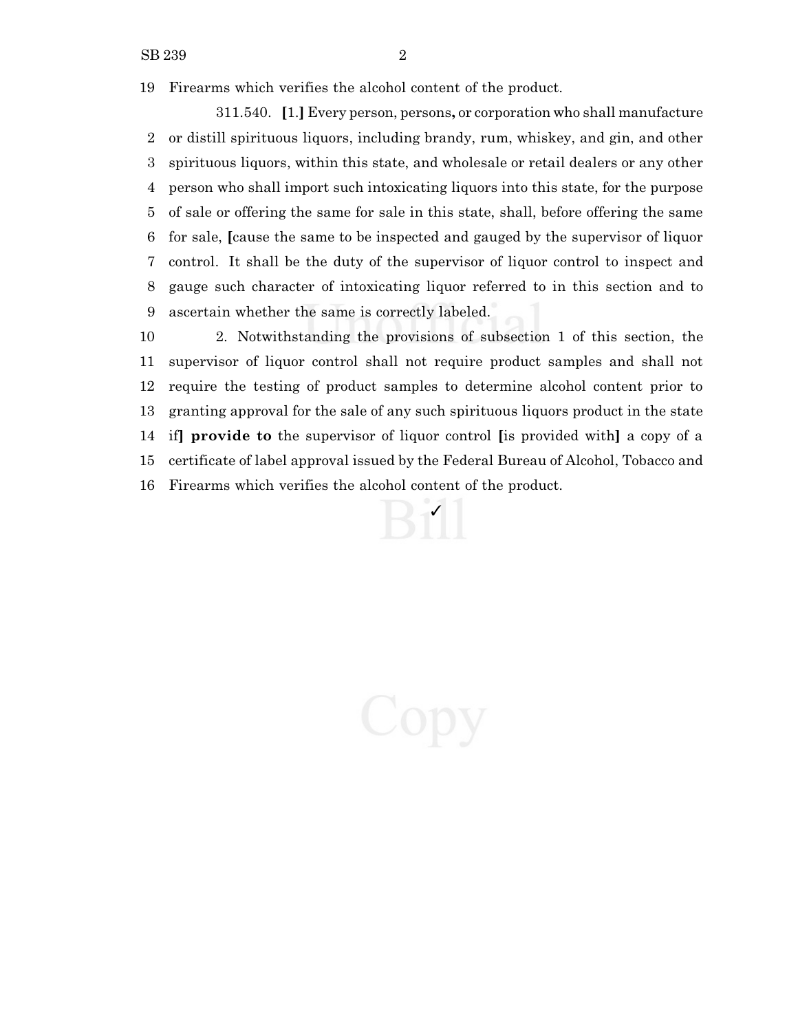19 Firearms which verifies the alcohol content of the product.

311.540. [1.] Every person, persons**,** or corporation who shall manufacture
2 or distill spirituous liquors, including brandy, rum, whiskey, and gin, and other
3 spirituous liquors, within this state, and wholesale or retail dealers or any other
4 person who shall import such intoxicating liquors into this state, for the purpose
5 of sale or offering the same for sale in this state, shall, before offering the same
6 for sale, **[**cause the same to be inspected and gauged by the supervisor of liquor
7 control. It shall be the duty of the supervisor of liquor control to inspect and
8 gauge such character of intoxicating liquor referred to in this section and to
9 ascertain whether the same is correctly labeled.

10 2. Notwithstanding the provisions of subsection 1 of this section, the
11 supervisor of liquor control shall not require product samples and shall not
12 require the testing of product samples to determine alcohol content prior to
13 granting approval for the sale of any such spirituous liquors product in the state
14 if**] provide to** the supervisor of liquor control **[**is provided with**]** a copy of a
15 certificate of label approval issued by the Federal Bureau of Alcohol, Tobacco and
16 Firearms which verifies the alcohol content of the product.

✓